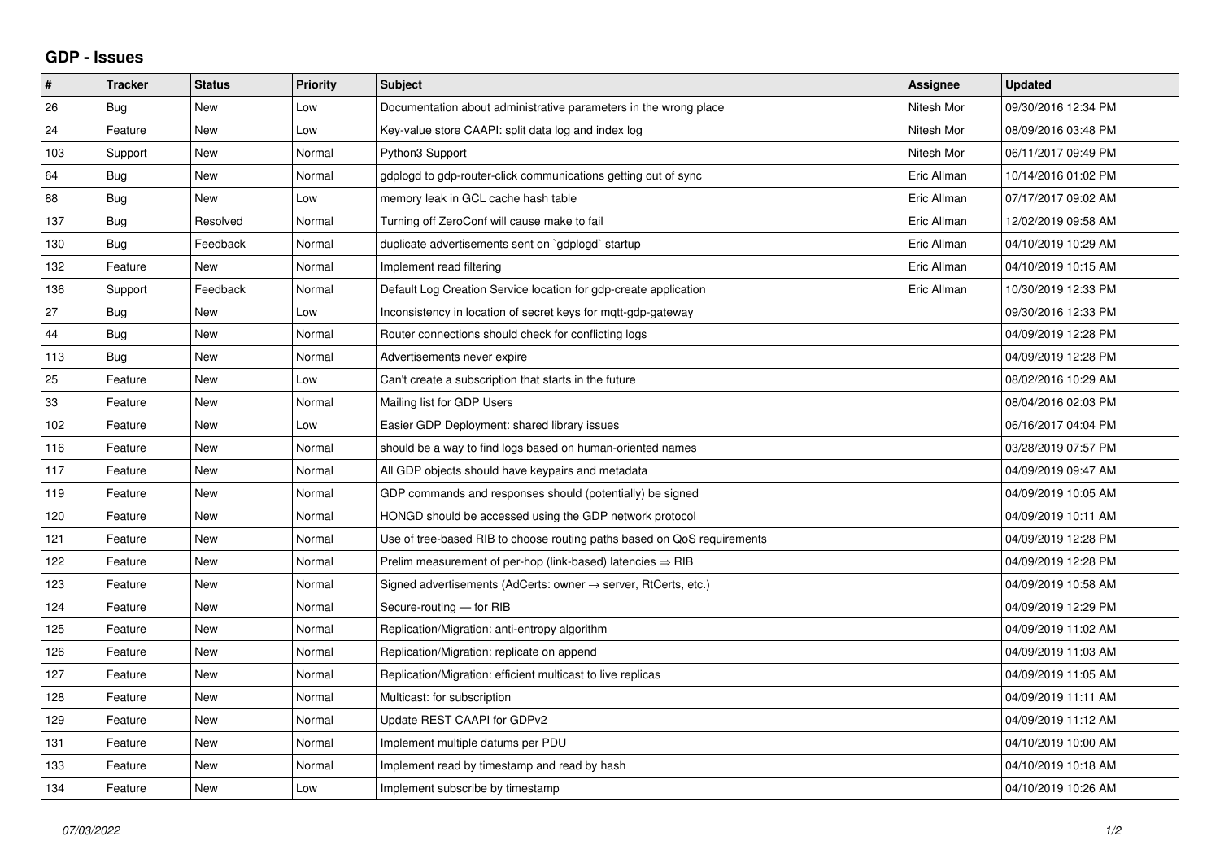# GDP - Issues

| # | Tracker | Status | Priority | Subject | Assignee | Updated |
|---|---|---|---|---|---|---|
| 26 | Bug | New | Low | Documentation about administrative parameters in the wrong place | Nitesh Mor | 09/30/2016 12:34 PM |
| 24 | Feature | New | Low | Key-value store CAAPI: split data log and index log | Nitesh Mor | 08/09/2016 03:48 PM |
| 103 | Support | New | Normal | Python3 Support | Nitesh Mor | 06/11/2017 09:49 PM |
| 64 | Bug | New | Normal | gdplogd to gdp-router-click communications getting out of sync | Eric Allman | 10/14/2016 01:02 PM |
| 88 | Bug | New | Low | memory leak in GCL cache hash table | Eric Allman | 07/17/2017 09:02 AM |
| 137 | Bug | Resolved | Normal | Turning off ZeroConf will cause make to fail | Eric Allman | 12/02/2019 09:58 AM |
| 130 | Bug | Feedback | Normal | duplicate advertisements sent on `gdplogd` startup | Eric Allman | 04/10/2019 10:29 AM |
| 132 | Feature | New | Normal | Implement read filtering | Eric Allman | 04/10/2019 10:15 AM |
| 136 | Support | Feedback | Normal | Default Log Creation Service location for gdp-create application | Eric Allman | 10/30/2019 12:33 PM |
| 27 | Bug | New | Low | Inconsistency in location of secret keys for mqtt-gdp-gateway | | 09/30/2016 12:33 PM |
| 44 | Bug | New | Normal | Router connections should check for conflicting logs | | 04/09/2019 12:28 PM |
| 113 | Bug | New | Normal | Advertisements never expire | | 04/09/2019 12:28 PM |
| 25 | Feature | New | Low | Can't create a subscription that starts in the future | | 08/02/2016 10:29 AM |
| 33 | Feature | New | Normal | Mailing list for GDP Users | | 08/04/2016 02:03 PM |
| 102 | Feature | New | Low | Easier GDP Deployment: shared library issues | | 06/16/2017 04:04 PM |
| 116 | Feature | New | Normal | should be a way to find logs based on human-oriented names | | 03/28/2019 07:57 PM |
| 117 | Feature | New | Normal | All GDP objects should have keypairs and metadata | | 04/09/2019 09:47 AM |
| 119 | Feature | New | Normal | GDP commands and responses should (potentially) be signed | | 04/09/2019 10:05 AM |
| 120 | Feature | New | Normal | HONGD should be accessed using the GDP network protocol | | 04/09/2019 10:11 AM |
| 121 | Feature | New | Normal | Use of tree-based RIB to choose routing paths based on QoS requirements | | 04/09/2019 12:28 PM |
| 122 | Feature | New | Normal | Prelim measurement of per-hop (link-based) latencies ⇒ RIB | | 04/09/2019 12:28 PM |
| 123 | Feature | New | Normal | Signed advertisements (AdCerts: owner → server, RtCerts, etc.) | | 04/09/2019 10:58 AM |
| 124 | Feature | New | Normal | Secure-routing — for RIB | | 04/09/2019 12:29 PM |
| 125 | Feature | New | Normal | Replication/Migration: anti-entropy algorithm | | 04/09/2019 11:02 AM |
| 126 | Feature | New | Normal | Replication/Migration: replicate on append | | 04/09/2019 11:03 AM |
| 127 | Feature | New | Normal | Replication/Migration: efficient multicast to live replicas | | 04/09/2019 11:05 AM |
| 128 | Feature | New | Normal | Multicast: for subscription | | 04/09/2019 11:11 AM |
| 129 | Feature | New | Normal | Update REST CAAPI for GDPv2 | | 04/09/2019 11:12 AM |
| 131 | Feature | New | Normal | Implement multiple datums per PDU | | 04/10/2019 10:00 AM |
| 133 | Feature | New | Normal | Implement read by timestamp and read by hash | | 04/10/2019 10:18 AM |
| 134 | Feature | New | Low | Implement subscribe by timestamp | | 04/10/2019 10:26 AM |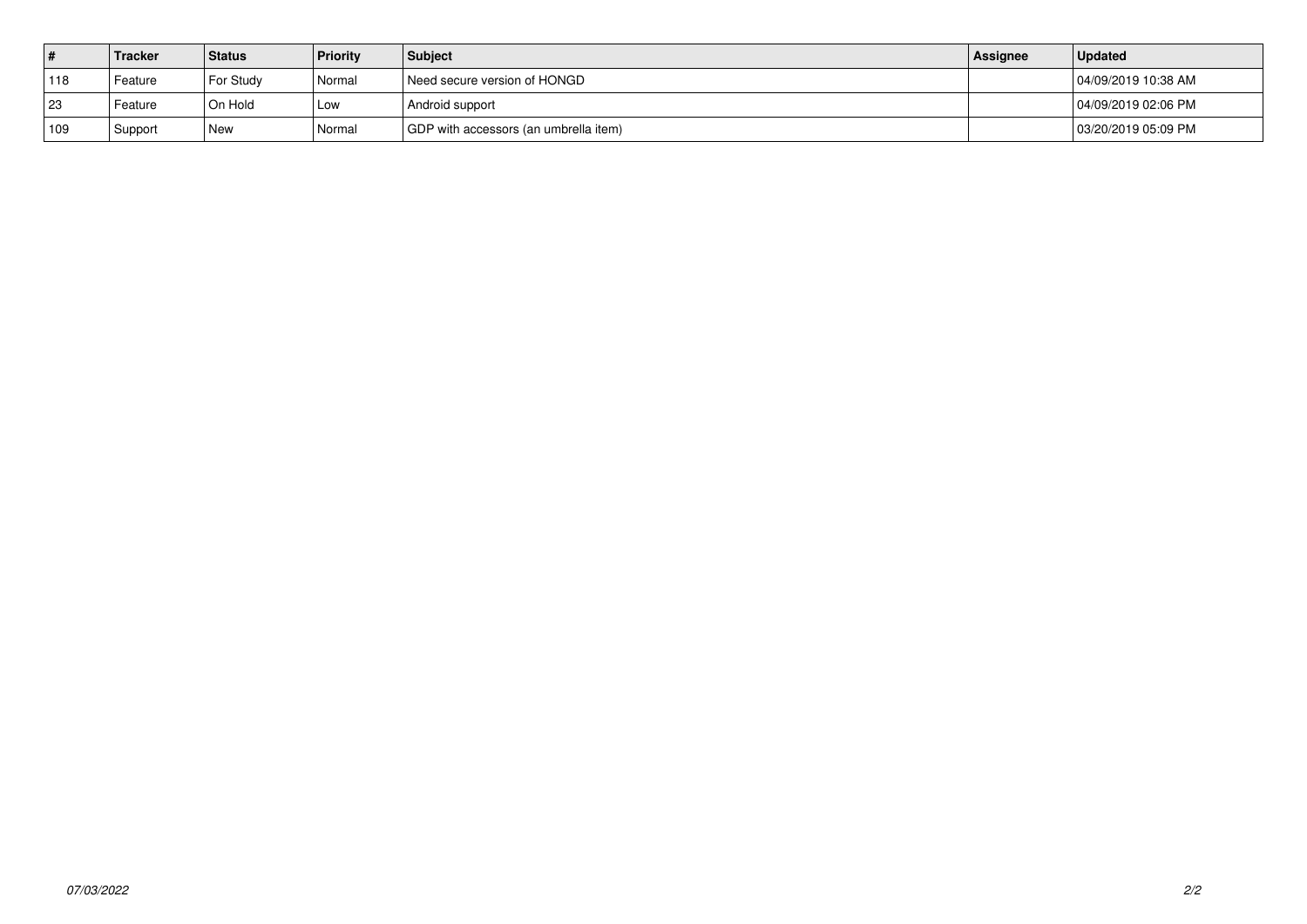| # | Tracker | Status | Priority | Subject | Assignee | Updated |
|---|---|---|---|---|---|---|
| 118 | Feature | For Study | Normal | Need secure version of HONGD | | 04/09/2019 10:38 AM |
| 23 | Feature | On Hold | Low | Android support | | 04/09/2019 02:06 PM |
| 109 | Support | New | Normal | GDP with accessors (an umbrella item) | | 03/20/2019 05:09 PM |